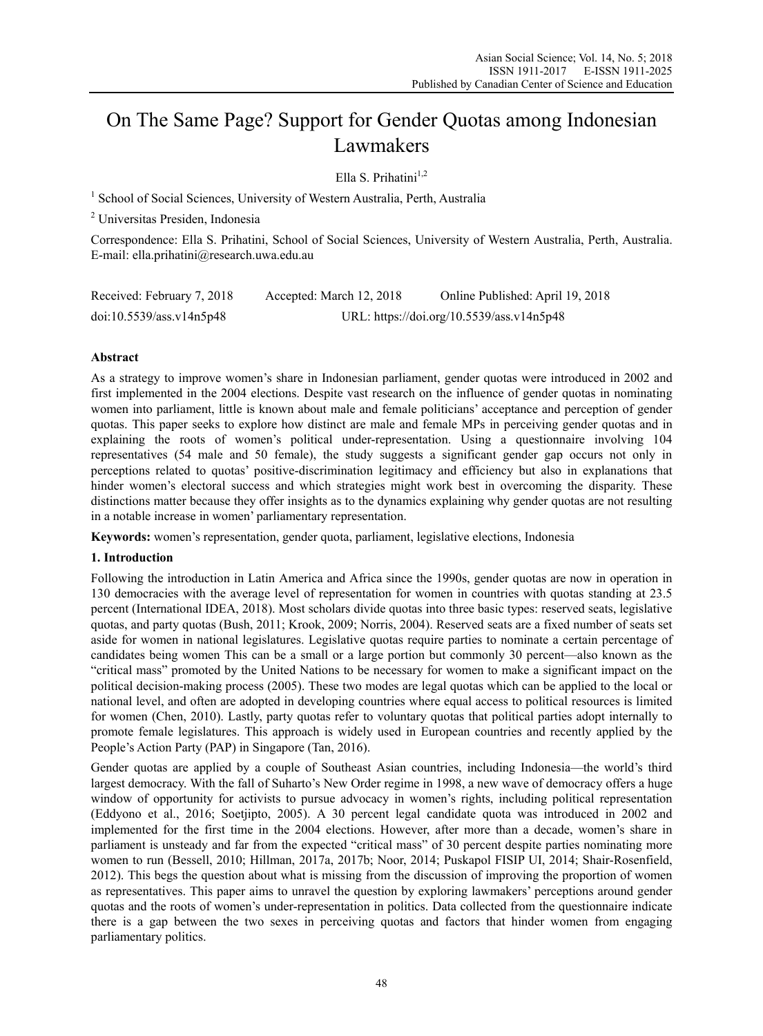# On The Same Page? Support for Gender Quotas among Indonesian Lawmakers

Ella S. Prihatini[1,2]

[1] School of Social Sciences, University of Western Australia, Perth, Australia

[2] Universitas Presiden, Indonesia

Correspondence: Ella S. Prihatini, School of Social Sciences, University of Western Australia, Perth, Australia. E-mail: ella.prihatini@research.uwa.edu.au

Received: February 7, 2018 Accepted: March 12, 2018 Online Published: April 19, 2018

doi:10.5539/ass.v14n5p48 URL: https://doi.org/10.5539/ass.v14n5p48

## Abstract

As a strategy to improve women's share in Indonesian parliament, gender quotas were introduced in 2002 and first implemented in the 2004 elections. Despite vast research on the influence of gender quotas in nominating women into parliament, little is known about male and female politicians' acceptance and perception of gender quotas. This paper seeks to explore how distinct are male and female MPs in perceiving gender quotas and in explaining the roots of women's political under-representation. Using a questionnaire involving 104 representatives (54 male and 50 female), the study suggests a significant gender gap occurs not only in perceptions related to quotas' positive-discrimination legitimacy and efficiency but also in explanations that hinder women's electoral success and which strategies might work best in overcoming the disparity. These distinctions matter because they offer insights as to the dynamics explaining why gender quotas are not resulting in a notable increase in women' parliamentary representation.

**Keywords:** women's representation, gender quota, parliament, legislative elections, Indonesia

## 1. Introduction

Following the introduction in Latin America and Africa since the 1990s, gender quotas are now in operation in 130 democracies with the average level of representation for women in countries with quotas standing at 23.5 percent (International IDEA, 2018). Most scholars divide quotas into three basic types: reserved seats, legislative quotas, and party quotas (Bush, 2011; Krook, 2009; Norris, 2004). Reserved seats are a fixed number of seats set aside for women in national legislatures. Legislative quotas require parties to nominate a certain percentage of candidates being women This can be a small or a large portion but commonly 30 percent—also known as the "critical mass" promoted by the United Nations to be necessary for women to make a significant impact on the political decision-making process (2005). These two modes are legal quotas which can be applied to the local or national level, and often are adopted in developing countries where equal access to political resources is limited for women (Chen, 2010). Lastly, party quotas refer to voluntary quotas that political parties adopt internally to promote female legislatures. This approach is widely used in European countries and recently applied by the People's Action Party (PAP) in Singapore (Tan, 2016).

Gender quotas are applied by a couple of Southeast Asian countries, including Indonesia—the world's third largest democracy. With the fall of Suharto's New Order regime in 1998, a new wave of democracy offers a huge window of opportunity for activists to pursue advocacy in women's rights, including political representation (Eddyono et al., 2016; Soetjipto, 2005). A 30 percent legal candidate quota was introduced in 2002 and implemented for the first time in the 2004 elections. However, after more than a decade, women's share in parliament is unsteady and far from the expected "critical mass" of 30 percent despite parties nominating more women to run (Bessell, 2010; Hillman, 2017a, 2017b; Noor, 2014; Puskapol FISIP UI, 2014; Shair-Rosenfield, 2012). This begs the question about what is missing from the discussion of improving the proportion of women as representatives. This paper aims to unravel the question by exploring lawmakers' perceptions around gender quotas and the roots of women's under-representation in politics. Data collected from the questionnaire indicate there is a gap between the two sexes in perceiving quotas and factors that hinder women from engaging parliamentary politics.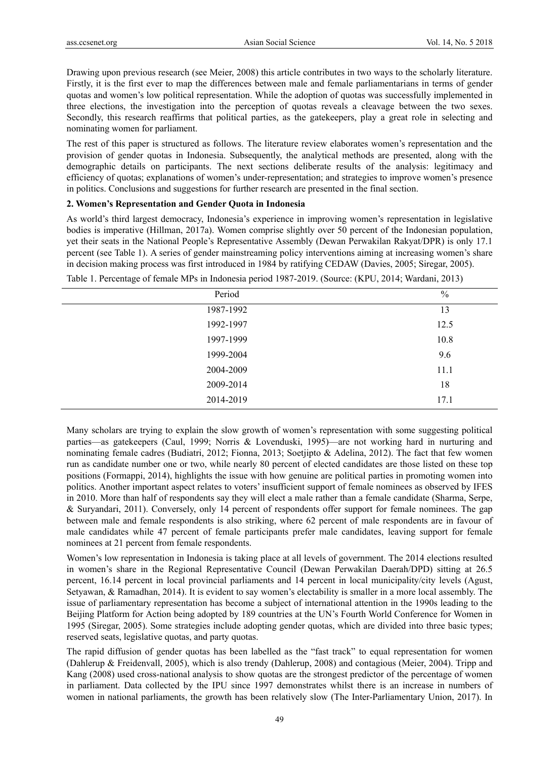Drawing upon previous research (see Meier, 2008) this article contributes in two ways to the scholarly literature. Firstly, it is the first ever to map the differences between male and female parliamentarians in terms of gender quotas and women's low political representation. While the adoption of quotas was successfully implemented in three elections, the investigation into the perception of quotas reveals a cleavage between the two sexes. Secondly, this research reaffirms that political parties, as the gatekeepers, play a great role in selecting and nominating women for parliament.

The rest of this paper is structured as follows. The literature review elaborates women's representation and the provision of gender quotas in Indonesia. Subsequently, the analytical methods are presented, along with the demographic details on participants. The next sections deliberate results of the analysis: legitimacy and efficiency of quotas; explanations of women's under-representation; and strategies to improve women's presence in politics. Conclusions and suggestions for further research are presented in the final section.

## 2. Women's Representation and Gender Quota in Indonesia

As world's third largest democracy, Indonesia's experience in improving women's representation in legislative bodies is imperative (Hillman, 2017a). Women comprise slightly over 50 percent of the Indonesian population, yet their seats in the National People's Representative Assembly (Dewan Perwakilan Rakyat/DPR) is only 17.1 percent (see Table 1). A series of gender mainstreaming policy interventions aiming at increasing women's share in decision making process was first introduced in 1984 by ratifying CEDAW (Davies, 2005; Siregar, 2005).

Table 1. Percentage of female MPs in Indonesia period 1987-2019. (Source: (KPU, 2014; Wardani, 2013)

| Period | % |
|---|---|
| 1987-1992 | 13 |
| 1992-1997 | 12.5 |
| 1997-1999 | 10.8 |
| 1999-2004 | 9.6 |
| 2004-2009 | 11.1 |
| 2009-2014 | 18 |
| 2014-2019 | 17.1 |

Many scholars are trying to explain the slow growth of women's representation with some suggesting political parties—as gatekeepers (Caul, 1999; Norris & Lovenduski, 1995)—are not working hard in nurturing and nominating female cadres (Budiatri, 2012; Fionna, 2013; Soetjipto & Adelina, 2012). The fact that few women run as candidate number one or two, while nearly 80 percent of elected candidates are those listed on these top positions (Formappi, 2014), highlights the issue with how genuine are political parties in promoting women into politics. Another important aspect relates to voters' insufficient support of female nominees as observed by IFES in 2010. More than half of respondents say they will elect a male rather than a female candidate (Sharma, Serpe, & Suryandari, 2011). Conversely, only 14 percent of respondents offer support for female nominees. The gap between male and female respondents is also striking, where 62 percent of male respondents are in favour of male candidates while 47 percent of female participants prefer male candidates, leaving support for female nominees at 21 percent from female respondents.

Women's low representation in Indonesia is taking place at all levels of government. The 2014 elections resulted in women's share in the Regional Representative Council (Dewan Perwakilan Daerah/DPD) sitting at 26.5 percent, 16.14 percent in local provincial parliaments and 14 percent in local municipality/city levels (Agust, Setyawan, & Ramadhan, 2014). It is evident to say women's electability is smaller in a more local assembly. The issue of parliamentary representation has become a subject of international attention in the 1990s leading to the Beijing Platform for Action being adopted by 189 countries at the UN's Fourth World Conference for Women in 1995 (Siregar, 2005). Some strategies include adopting gender quotas, which are divided into three basic types; reserved seats, legislative quotas, and party quotas.

The rapid diffusion of gender quotas has been labelled as the "fast track" to equal representation for women (Dahlerup & Freidenvall, 2005), which is also trendy (Dahlerup, 2008) and contagious (Meier, 2004). Tripp and Kang (2008) used cross-national analysis to show quotas are the strongest predictor of the percentage of women in parliament. Data collected by the IPU since 1997 demonstrates whilst there is an increase in numbers of women in national parliaments, the growth has been relatively slow (The Inter-Parliamentary Union, 2017). In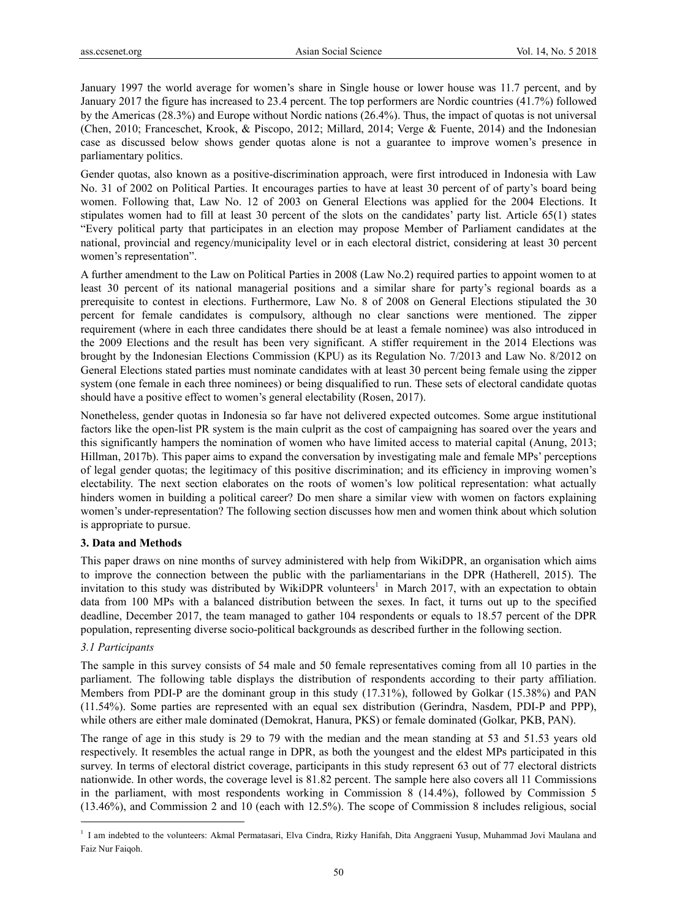January 1997 the world average for women's share in Single house or lower house was 11.7 percent, and by January 2017 the figure has increased to 23.4 percent. The top performers are Nordic countries (41.7%) followed by the Americas (28.3%) and Europe without Nordic nations (26.4%). Thus, the impact of quotas is not universal (Chen, 2010; Franceschet, Krook, & Piscopo, 2012; Millard, 2014; Verge & Fuente, 2014) and the Indonesian case as discussed below shows gender quotas alone is not a guarantee to improve women's presence in parliamentary politics.

Gender quotas, also known as a positive-discrimination approach, were first introduced in Indonesia with Law No. 31 of 2002 on Political Parties. It encourages parties to have at least 30 percent of of party's board being women. Following that, Law No. 12 of 2003 on General Elections was applied for the 2004 Elections. It stipulates women had to fill at least 30 percent of the slots on the candidates' party list. Article 65(1) states "Every political party that participates in an election may propose Member of Parliament candidates at the national, provincial and regency/municipality level or in each electoral district, considering at least 30 percent women's representation".

A further amendment to the Law on Political Parties in 2008 (Law No.2) required parties to appoint women to at least 30 percent of its national managerial positions and a similar share for party's regional boards as a prerequisite to contest in elections. Furthermore, Law No. 8 of 2008 on General Elections stipulated the 30 percent for female candidates is compulsory, although no clear sanctions were mentioned. The zipper requirement (where in each three candidates there should be at least a female nominee) was also introduced in the 2009 Elections and the result has been very significant. A stiffer requirement in the 2014 Elections was brought by the Indonesian Elections Commission (KPU) as its Regulation No. 7/2013 and Law No. 8/2012 on General Elections stated parties must nominate candidates with at least 30 percent being female using the zipper system (one female in each three nominees) or being disqualified to run. These sets of electoral candidate quotas should have a positive effect to women's general electability (Rosen, 2017).

Nonetheless, gender quotas in Indonesia so far have not delivered expected outcomes. Some argue institutional factors like the open-list PR system is the main culprit as the cost of campaigning has soared over the years and this significantly hampers the nomination of women who have limited access to material capital (Anung, 2013; Hillman, 2017b). This paper aims to expand the conversation by investigating male and female MPs' perceptions of legal gender quotas; the legitimacy of this positive discrimination; and its efficiency in improving women's electability. The next section elaborates on the roots of women's low political representation: what actually hinders women in building a political career? Do men share a similar view with women on factors explaining women's under-representation? The following section discusses how men and women think about which solution is appropriate to pursue.

### 3. Data and Methods

This paper draws on nine months of survey administered with help from WikiDPR, an organisation which aims to improve the connection between the public with the parliamentarians in the DPR (Hatherell, 2015). The invitation to this study was distributed by WikiDPR volunteers[1] in March 2017, with an expectation to obtain data from 100 MPs with a balanced distribution between the sexes. In fact, it turns out up to the specified deadline, December 2017, the team managed to gather 104 respondents or equals to 18.57 percent of the DPR population, representing diverse socio-political backgrounds as described further in the following section.

#### *3.1 Participants*

The sample in this survey consists of 54 male and 50 female representatives coming from all 10 parties in the parliament. The following table displays the distribution of respondents according to their party affiliation. Members from PDI-P are the dominant group in this study (17.31%), followed by Golkar (15.38%) and PAN (11.54%). Some parties are represented with an equal sex distribution (Gerindra, Nasdem, PDI-P and PPP), while others are either male dominated (Demokrat, Hanura, PKS) or female dominated (Golkar, PKB, PAN).

The range of age in this study is 29 to 79 with the median and the mean standing at 53 and 51.53 years old respectively. It resembles the actual range in DPR, as both the youngest and the eldest MPs participated in this survey. In terms of electoral district coverage, participants in this study represent 63 out of 77 electoral districts nationwide. In other words, the coverage level is 81.82 percent. The sample here also covers all 11 Commissions in the parliament, with most respondents working in Commission 8 (14.4%), followed by Commission 5 (13.46%), and Commission 2 and 10 (each with 12.5%). The scope of Commission 8 includes religious, social

[1] I am indebted to the volunteers: Akmal Permatasari, Elva Cindra, Rizky Hanifah, Dita Anggraeni Yusup, Muhammad Jovi Maulana and Faiz Nur Faiqoh.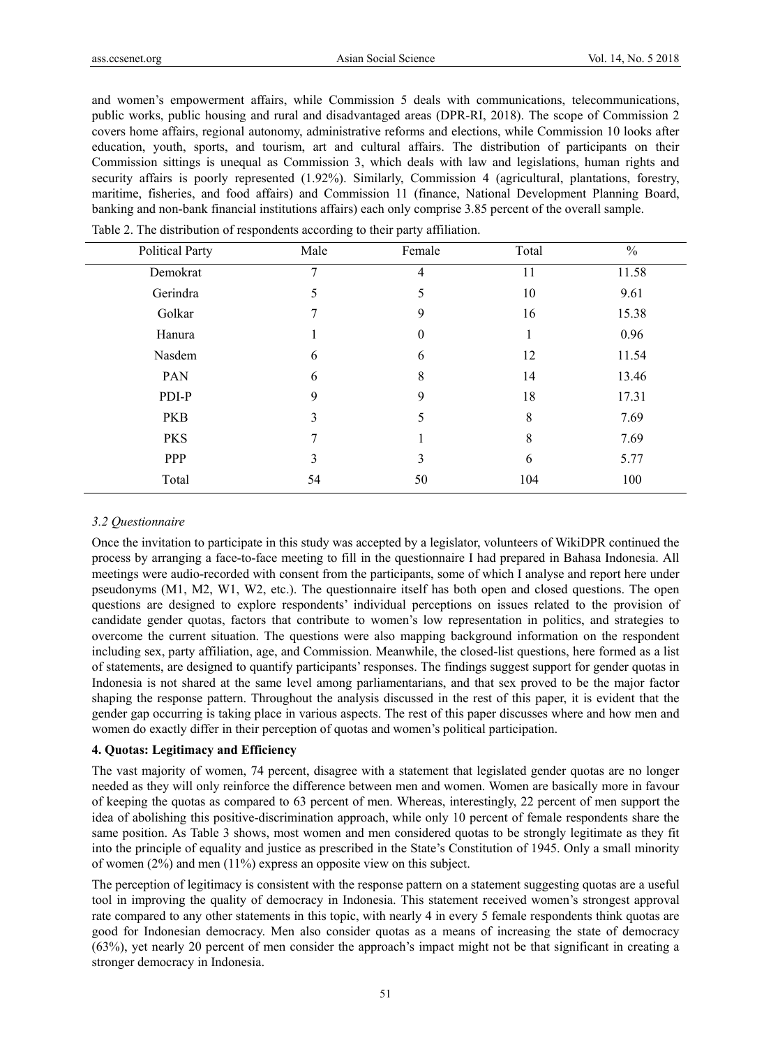and women's empowerment affairs, while Commission 5 deals with communications, telecommunications, public works, public housing and rural and disadvantaged areas (DPR-RI, 2018). The scope of Commission 2 covers home affairs, regional autonomy, administrative reforms and elections, while Commission 10 looks after education, youth, sports, and tourism, art and cultural affairs. The distribution of participants on their Commission sittings is unequal as Commission 3, which deals with law and legislations, human rights and security affairs is poorly represented (1.92%). Similarly, Commission 4 (agricultural, plantations, forestry, maritime, fisheries, and food affairs) and Commission 11 (finance, National Development Planning Board, banking and non-bank financial institutions affairs) each only comprise 3.85 percent of the overall sample.

Table 2. The distribution of respondents according to their party affiliation.

| Political Party | Male | Female | Total | % |
|---|---|---|---|---|
| Demokrat | 7 | 4 | 11 | 11.58 |
| Gerindra | 5 | 5 | 10 | 9.61 |
| Golkar | 7 | 9 | 16 | 15.38 |
| Hanura | 1 | 0 | 1 | 0.96 |
| Nasdem | 6 | 6 | 12 | 11.54 |
| PAN | 6 | 8 | 14 | 13.46 |
| PDI-P | 9 | 9 | 18 | 17.31 |
| PKB | 3 | 5 | 8 | 7.69 |
| PKS | 7 | 1 | 8 | 7.69 |
| PPP | 3 | 3 | 6 | 5.77 |
| Total | 54 | 50 | 104 | 100 |

### *3.2 Questionnaire*

Once the invitation to participate in this study was accepted by a legislator, volunteers of WikiDPR continued the process by arranging a face-to-face meeting to fill in the questionnaire I had prepared in Bahasa Indonesia. All meetings were audio-recorded with consent from the participants, some of which I analyse and report here under pseudonyms (M1, M2, W1, W2, etc.). The questionnaire itself has both open and closed questions. The open questions are designed to explore respondents' individual perceptions on issues related to the provision of candidate gender quotas, factors that contribute to women's low representation in politics, and strategies to overcome the current situation. The questions were also mapping background information on the respondent including sex, party affiliation, age, and Commission. Meanwhile, the closed-list questions, here formed as a list of statements, are designed to quantify participants' responses. The findings suggest support for gender quotas in Indonesia is not shared at the same level among parliamentarians, and that sex proved to be the major factor shaping the response pattern. Throughout the analysis discussed in the rest of this paper, it is evident that the gender gap occurring is taking place in various aspects. The rest of this paper discusses where and how men and women do exactly differ in their perception of quotas and women's political participation.

## **4. Quotas: Legitimacy and Efficiency**

The vast majority of women, 74 percent, disagree with a statement that legislated gender quotas are no longer needed as they will only reinforce the difference between men and women. Women are basically more in favour of keeping the quotas as compared to 63 percent of men. Whereas, interestingly, 22 percent of men support the idea of abolishing this positive-discrimination approach, while only 10 percent of female respondents share the same position. As Table 3 shows, most women and men considered quotas to be strongly legitimate as they fit into the principle of equality and justice as prescribed in the State's Constitution of 1945. Only a small minority of women (2%) and men (11%) express an opposite view on this subject.

The perception of legitimacy is consistent with the response pattern on a statement suggesting quotas are a useful tool in improving the quality of democracy in Indonesia. This statement received women's strongest approval rate compared to any other statements in this topic, with nearly 4 in every 5 female respondents think quotas are good for Indonesian democracy. Men also consider quotas as a means of increasing the state of democracy (63%), yet nearly 20 percent of men consider the approach's impact might not be that significant in creating a stronger democracy in Indonesia.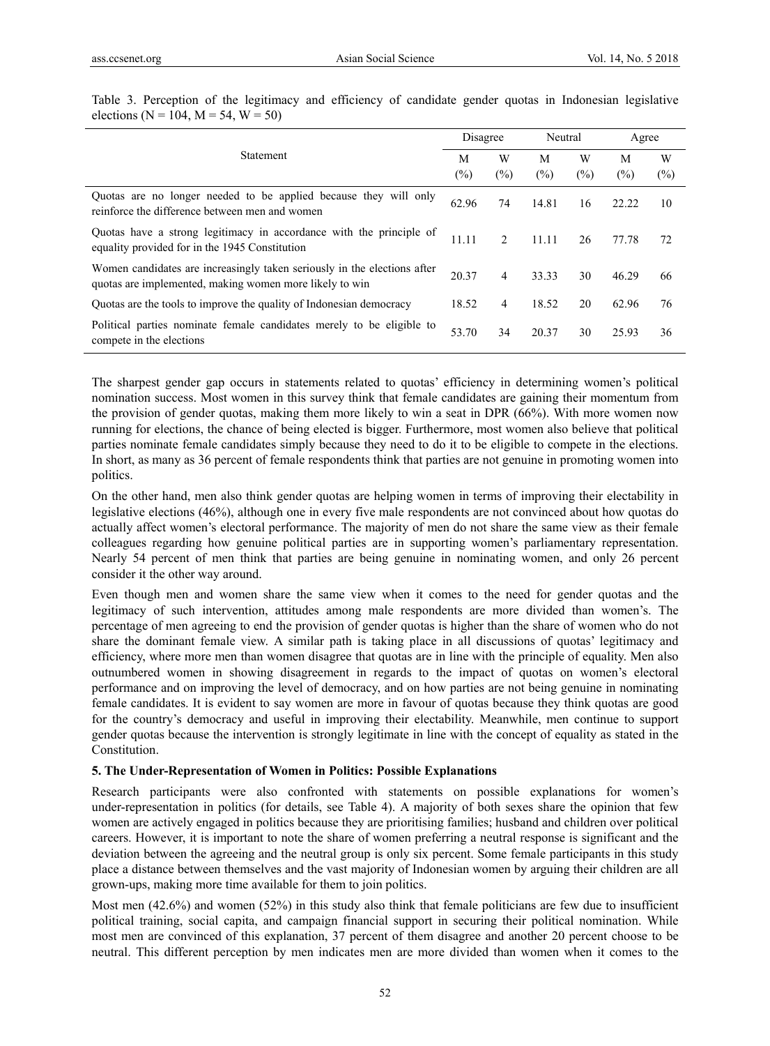Table 3. Perception of the legitimacy and efficiency of candidate gender quotas in Indonesian legislative elections (N = 104, M = 54, W = 50)

| Statement | Disagree | | Neutral | | Agree | |
|---|---|---|---|---|---|---|
| | M (%) | W (%) | M (%) | W (%) | M (%) | W (%) |
| Quotas are no longer needed to be applied because they will only reinforce the difference between men and women | 62.96 | 74 | 14.81 | 16 | 22.22 | 10 |
| Quotas have a strong legitimacy in accordance with the principle of equality provided for in the 1945 Constitution | 11.11 | 2 | 11.11 | 26 | 77.78 | 72 |
| Women candidates are increasingly taken seriously in the elections after quotas are implemented, making women more likely to win | 20.37 | 4 | 33.33 | 30 | 46.29 | 66 |
| Quotas are the tools to improve the quality of Indonesian democracy | 18.52 | 4 | 18.52 | 20 | 62.96 | 76 |
| Political parties nominate female candidates merely to be eligible to compete in the elections | 53.70 | 34 | 20.37 | 30 | 25.93 | 36 |

The sharpest gender gap occurs in statements related to quotas' efficiency in determining women's political nomination success. Most women in this survey think that female candidates are gaining their momentum from the provision of gender quotas, making them more likely to win a seat in DPR (66%). With more women now running for elections, the chance of being elected is bigger. Furthermore, most women also believe that political parties nominate female candidates simply because they need to do it to be eligible to compete in the elections. In short, as many as 36 percent of female respondents think that parties are not genuine in promoting women into politics.

On the other hand, men also think gender quotas are helping women in terms of improving their electability in legislative elections (46%), although one in every five male respondents are not convinced about how quotas do actually affect women's electoral performance. The majority of men do not share the same view as their female colleagues regarding how genuine political parties are in supporting women's parliamentary representation. Nearly 54 percent of men think that parties are being genuine in nominating women, and only 26 percent consider it the other way around.

Even though men and women share the same view when it comes to the need for gender quotas and the legitimacy of such intervention, attitudes among male respondents are more divided than women's. The percentage of men agreeing to end the provision of gender quotas is higher than the share of women who do not share the dominant female view. A similar path is taking place in all discussions of quotas' legitimacy and efficiency, where more men than women disagree that quotas are in line with the principle of equality. Men also outnumbered women in showing disagreement in regards to the impact of quotas on women's electoral performance and on improving the level of democracy, and on how parties are not being genuine in nominating female candidates. It is evident to say women are more in favour of quotas because they think quotas are good for the country's democracy and useful in improving their electability. Meanwhile, men continue to support gender quotas because the intervention is strongly legitimate in line with the concept of equality as stated in the Constitution.

## 5. The Under-Representation of Women in Politics: Possible Explanations

Research participants were also confronted with statements on possible explanations for women's under-representation in politics (for details, see Table 4). A majority of both sexes share the opinion that few women are actively engaged in politics because they are prioritising families; husband and children over political careers. However, it is important to note the share of women preferring a neutral response is significant and the deviation between the agreeing and the neutral group is only six percent. Some female participants in this study place a distance between themselves and the vast majority of Indonesian women by arguing their children are all grown-ups, making more time available for them to join politics.

Most men (42.6%) and women (52%) in this study also think that female politicians are few due to insufficient political training, social capital, and campaign financial support in securing their political nomination. While most men are convinced of this explanation, 37 percent of them disagree and another 20 percent choose to be neutral. This different perception by men indicates men are more divided than women when it comes to the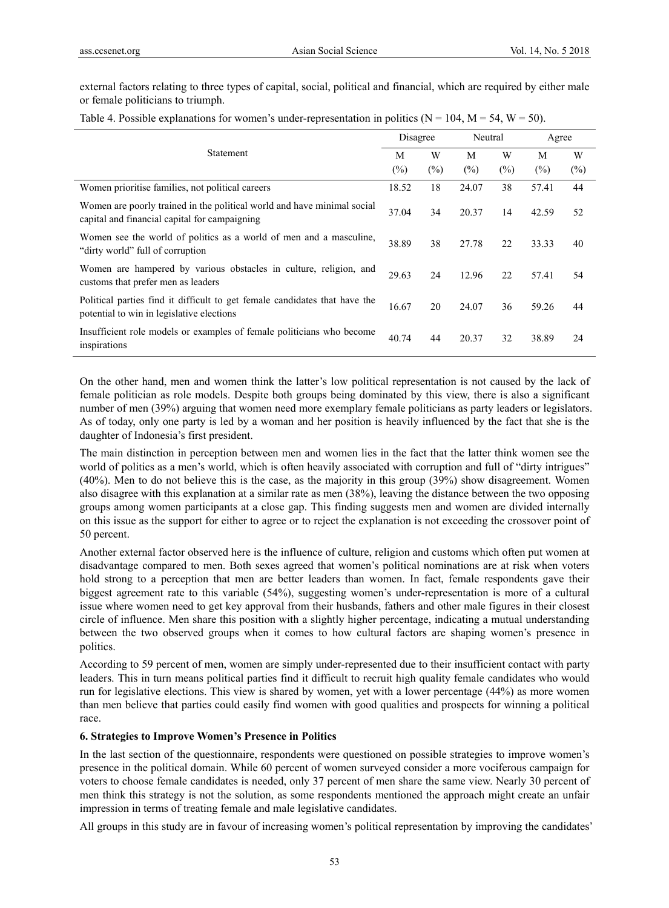external factors relating to three types of capital, social, political and financial, which are required by either male or female politicians to triumph.

Table 4. Possible explanations for women's under-representation in politics (N = 104, M = 54, W = 50).

| Statement | Disagree | | Neutral | | Agree | |
|---|---|---|---|---|---|---|
| | M (%) | W (%) | M (%) | W (%) | M (%) | W (%) |
| Women prioritise families, not political careers | 18.52 | 18 | 24.07 | 38 | 57.41 | 44 |
| Women are poorly trained in the political world and have minimal social capital and financial capital for campaigning | 37.04 | 34 | 20.37 | 14 | 42.59 | 52 |
| Women see the world of politics as a world of men and a masculine, "dirty world" full of corruption | 38.89 | 38 | 27.78 | 22 | 33.33 | 40 |
| Women are hampered by various obstacles in culture, religion, and customs that prefer men as leaders | 29.63 | 24 | 12.96 | 22 | 57.41 | 54 |
| Political parties find it difficult to get female candidates that have the potential to win in legislative elections | 16.67 | 20 | 24.07 | 36 | 59.26 | 44 |
| Insufficient role models or examples of female politicians who become inspirations | 40.74 | 44 | 20.37 | 32 | 38.89 | 24 |

On the other hand, men and women think the latter's low political representation is not caused by the lack of female politician as role models. Despite both groups being dominated by this view, there is also a significant number of men (39%) arguing that women need more exemplary female politicians as party leaders or legislators. As of today, only one party is led by a woman and her position is heavily influenced by the fact that she is the daughter of Indonesia's first president.

The main distinction in perception between men and women lies in the fact that the latter think women see the world of politics as a men's world, which is often heavily associated with corruption and full of "dirty intrigues" (40%). Men to do not believe this is the case, as the majority in this group (39%) show disagreement. Women also disagree with this explanation at a similar rate as men (38%), leaving the distance between the two opposing groups among women participants at a close gap. This finding suggests men and women are divided internally on this issue as the support for either to agree or to reject the explanation is not exceeding the crossover point of 50 percent.

Another external factor observed here is the influence of culture, religion and customs which often put women at disadvantage compared to men. Both sexes agreed that women's political nominations are at risk when voters hold strong to a perception that men are better leaders than women. In fact, female respondents gave their biggest agreement rate to this variable (54%), suggesting women's under-representation is more of a cultural issue where women need to get key approval from their husbands, fathers and other male figures in their closest circle of influence. Men share this position with a slightly higher percentage, indicating a mutual understanding between the two observed groups when it comes to how cultural factors are shaping women's presence in politics.

According to 59 percent of men, women are simply under-represented due to their insufficient contact with party leaders. This in turn means political parties find it difficult to recruit high quality female candidates who would run for legislative elections. This view is shared by women, yet with a lower percentage (44%) as more women than men believe that parties could easily find women with good qualities and prospects for winning a political race.

## 6. Strategies to Improve Women's Presence in Politics

In the last section of the questionnaire, respondents were questioned on possible strategies to improve women's presence in the political domain. While 60 percent of women surveyed consider a more vociferous campaign for voters to choose female candidates is needed, only 37 percent of men share the same view. Nearly 30 percent of men think this strategy is not the solution, as some respondents mentioned the approach might create an unfair impression in terms of treating female and male legislative candidates.

All groups in this study are in favour of increasing women's political representation by improving the candidates'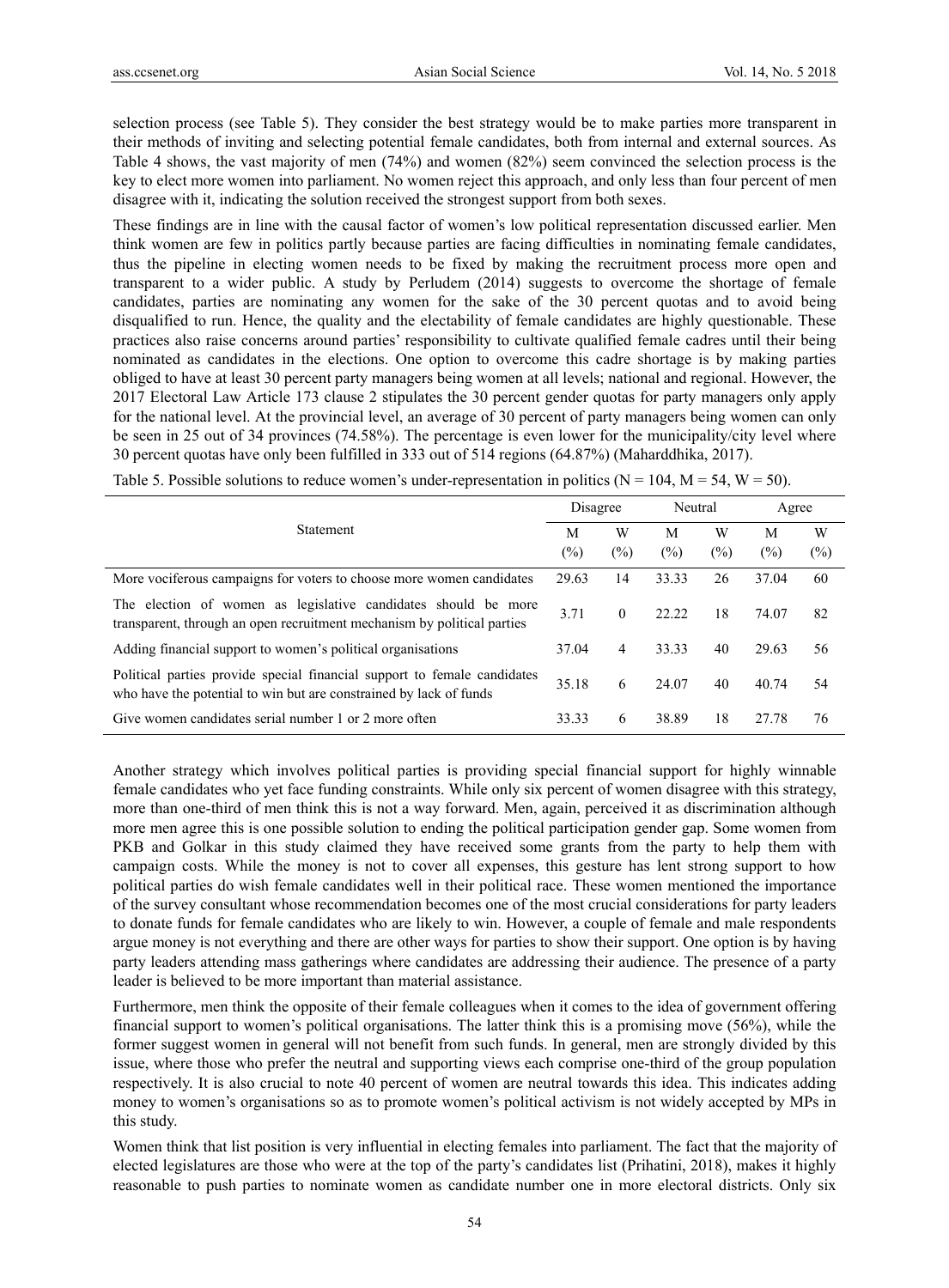selection process (see Table 5). They consider the best strategy would be to make parties more transparent in their methods of inviting and selecting potential female candidates, both from internal and external sources. As Table 4 shows, the vast majority of men (74%) and women (82%) seem convinced the selection process is the key to elect more women into parliament. No women reject this approach, and only less than four percent of men disagree with it, indicating the solution received the strongest support from both sexes.

These findings are in line with the causal factor of women's low political representation discussed earlier. Men think women are few in politics partly because parties are facing difficulties in nominating female candidates, thus the pipeline in electing women needs to be fixed by making the recruitment process more open and transparent to a wider public. A study by Perludem (2014) suggests to overcome the shortage of female candidates, parties are nominating any women for the sake of the 30 percent quotas and to avoid being disqualified to run. Hence, the quality and the electability of female candidates are highly questionable. These practices also raise concerns around parties' responsibility to cultivate qualified female cadres until their being nominated as candidates in the elections. One option to overcome this cadre shortage is by making parties obliged to have at least 30 percent party managers being women at all levels; national and regional. However, the 2017 Electoral Law Article 173 clause 2 stipulates the 30 percent gender quotas for party managers only apply for the national level. At the provincial level, an average of 30 percent of party managers being women can only be seen in 25 out of 34 provinces (74.58%). The percentage is even lower for the municipality/city level where 30 percent quotas have only been fulfilled in 333 out of 514 regions (64.87%) (Maharddhika, 2017).

Table 5. Possible solutions to reduce women's under-representation in politics (N = 104, M = 54, W = 50).

| Statement | Disagree | | Neutral | | Agree | |
|---|---|---|---|---|---|---|
| | M (%) | W (%) | M (%) | W (%) | M (%) | W (%) |
| More vociferous campaigns for voters to choose more women candidates | 29.63 | 14 | 33.33 | 26 | 37.04 | 60 |
| The election of women as legislative candidates should be more transparent, through an open recruitment mechanism by political parties | 3.71 | 0 | 22.22 | 18 | 74.07 | 82 |
| Adding financial support to women's political organisations | 37.04 | 4 | 33.33 | 40 | 29.63 | 56 |
| Political parties provide special financial support to female candidates who have the potential to win but are constrained by lack of funds | 35.18 | 6 | 24.07 | 40 | 40.74 | 54 |
| Give women candidates serial number 1 or 2 more often | 33.33 | 6 | 38.89 | 18 | 27.78 | 76 |

Another strategy which involves political parties is providing special financial support for highly winnable female candidates who yet face funding constraints. While only six percent of women disagree with this strategy, more than one-third of men think this is not a way forward. Men, again, perceived it as discrimination although more men agree this is one possible solution to ending the political participation gender gap. Some women from PKB and Golkar in this study claimed they have received some grants from the party to help them with campaign costs. While the money is not to cover all expenses, this gesture has lent strong support to how political parties do wish female candidates well in their political race. These women mentioned the importance of the survey consultant whose recommendation becomes one of the most crucial considerations for party leaders to donate funds for female candidates who are likely to win. However, a couple of female and male respondents argue money is not everything and there are other ways for parties to show their support. One option is by having party leaders attending mass gatherings where candidates are addressing their audience. The presence of a party leader is believed to be more important than material assistance.

Furthermore, men think the opposite of their female colleagues when it comes to the idea of government offering financial support to women's political organisations. The latter think this is a promising move (56%), while the former suggest women in general will not benefit from such funds. In general, men are strongly divided by this issue, where those who prefer the neutral and supporting views each comprise one-third of the group population respectively. It is also crucial to note 40 percent of women are neutral towards this idea. This indicates adding money to women's organisations so as to promote women's political activism is not widely accepted by MPs in this study.

Women think that list position is very influential in electing females into parliament. The fact that the majority of elected legislatures are those who were at the top of the party's candidates list (Prihatini, 2018), makes it highly reasonable to push parties to nominate women as candidate number one in more electoral districts. Only six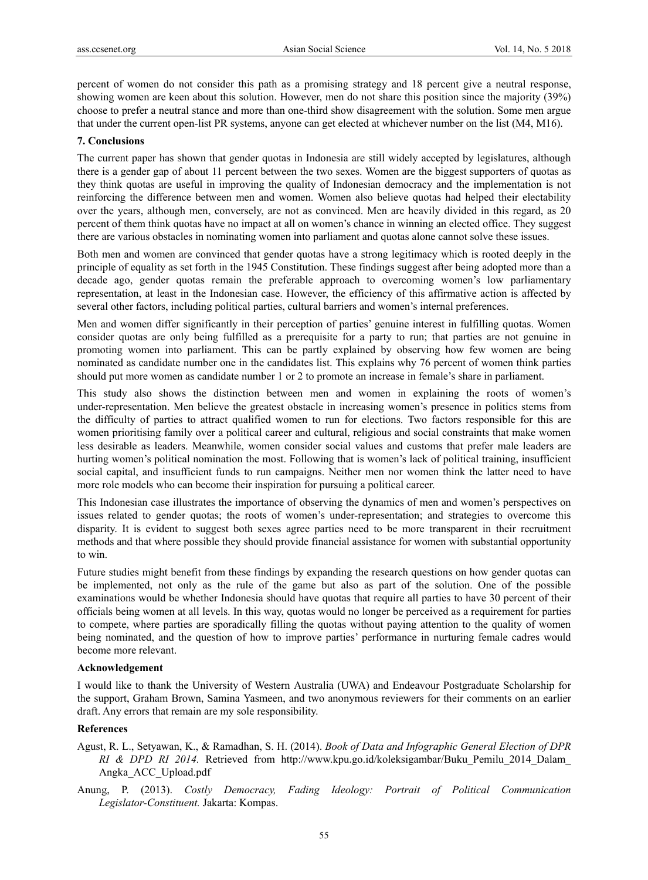percent of women do not consider this path as a promising strategy and 18 percent give a neutral response, showing women are keen about this solution. However, men do not share this position since the majority (39%) choose to prefer a neutral stance and more than one-third show disagreement with the solution. Some men argue that under the current open-list PR systems, anyone can get elected at whichever number on the list (M4, M16).

## 7. Conclusions

The current paper has shown that gender quotas in Indonesia are still widely accepted by legislatures, although there is a gender gap of about 11 percent between the two sexes. Women are the biggest supporters of quotas as they think quotas are useful in improving the quality of Indonesian democracy and the implementation is not reinforcing the difference between men and women. Women also believe quotas had helped their electability over the years, although men, conversely, are not as convinced. Men are heavily divided in this regard, as 20 percent of them think quotas have no impact at all on women's chance in winning an elected office. They suggest there are various obstacles in nominating women into parliament and quotas alone cannot solve these issues.

Both men and women are convinced that gender quotas have a strong legitimacy which is rooted deeply in the principle of equality as set forth in the 1945 Constitution. These findings suggest after being adopted more than a decade ago, gender quotas remain the preferable approach to overcoming women's low parliamentary representation, at least in the Indonesian case. However, the efficiency of this affirmative action is affected by several other factors, including political parties, cultural barriers and women's internal preferences.

Men and women differ significantly in their perception of parties' genuine interest in fulfilling quotas. Women consider quotas are only being fulfilled as a prerequisite for a party to run; that parties are not genuine in promoting women into parliament. This can be partly explained by observing how few women are being nominated as candidate number one in the candidates list. This explains why 76 percent of women think parties should put more women as candidate number 1 or 2 to promote an increase in female's share in parliament.

This study also shows the distinction between men and women in explaining the roots of women's under-representation. Men believe the greatest obstacle in increasing women's presence in politics stems from the difficulty of parties to attract qualified women to run for elections. Two factors responsible for this are women prioritising family over a political career and cultural, religious and social constraints that make women less desirable as leaders. Meanwhile, women consider social values and customs that prefer male leaders are hurting women's political nomination the most. Following that is women's lack of political training, insufficient social capital, and insufficient funds to run campaigns. Neither men nor women think the latter need to have more role models who can become their inspiration for pursuing a political career.

This Indonesian case illustrates the importance of observing the dynamics of men and women's perspectives on issues related to gender quotas; the roots of women's under-representation; and strategies to overcome this disparity. It is evident to suggest both sexes agree parties need to be more transparent in their recruitment methods and that where possible they should provide financial assistance for women with substantial opportunity to win.

Future studies might benefit from these findings by expanding the research questions on how gender quotas can be implemented, not only as the rule of the game but also as part of the solution. One of the possible examinations would be whether Indonesia should have quotas that require all parties to have 30 percent of their officials being women at all levels. In this way, quotas would no longer be perceived as a requirement for parties to compete, where parties are sporadically filling the quotas without paying attention to the quality of women being nominated, and the question of how to improve parties' performance in nurturing female cadres would become more relevant.

## Acknowledgement

I would like to thank the University of Western Australia (UWA) and Endeavour Postgraduate Scholarship for the support, Graham Brown, Samina Yasmeen, and two anonymous reviewers for their comments on an earlier draft. Any errors that remain are my sole responsibility.

## References

Agust, R. L., Setyawan, K., & Ramadhan, S. H. (2014). *Book of Data and Infographic General Election of DPR RI & DPD RI 2014.* Retrieved from http://www.kpu.go.id/koleksigambar/Buku_Pemilu_2014_Dalam_Angka_ACC_Upload.pdf

Anung, P. (2013). *Costly Democracy, Fading Ideology: Portrait of Political Communication Legislator-Constituent.* Jakarta: Kompas.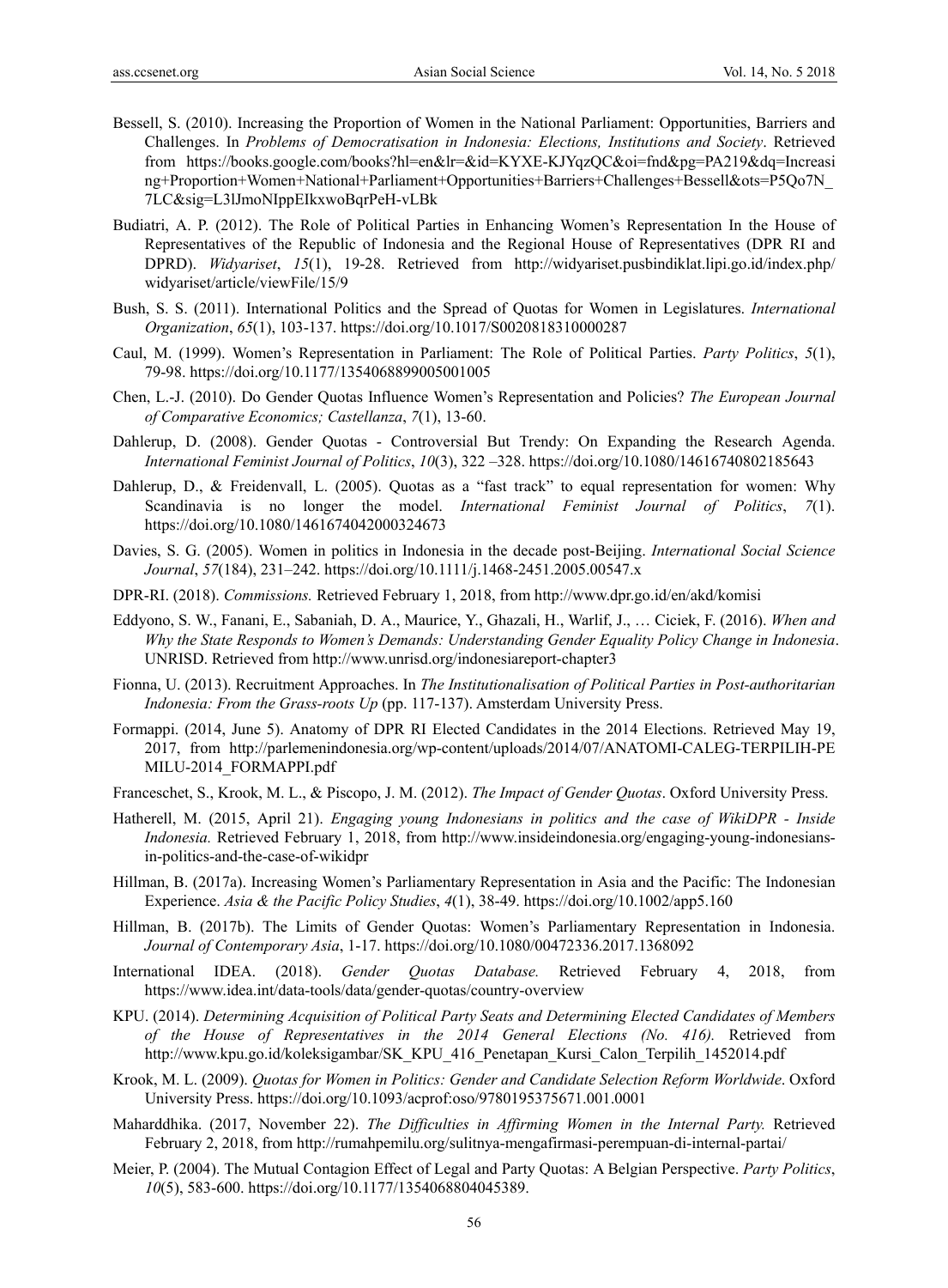Bessell, S. (2010). Increasing the Proportion of Women in the National Parliament: Opportunities, Barriers and Challenges. In *Problems of Democratisation in Indonesia: Elections, Institutions and Society*. Retrieved from https://books.google.com/books?hl=en&lr=&id=KYXE-KJYqzQC&oi=fnd&pg=PA219&dq=Increasing+Proportion+Women+National+Parliament+Opportunities+Barriers+Challenges+Bessell&ots=P5Qo7N_7LC&sig=L3lJmoNIppEIkxwoBqrPeH-vLBk

Budiatri, A. P. (2012). The Role of Political Parties in Enhancing Women's Representation In the House of Representatives of the Republic of Indonesia and the Regional House of Representatives (DPR RI and DPRD). *Widyariset*, *15*(1), 19-28. Retrieved from http://widyariset.pusbindiklat.lipi.go.id/index.php/widyariset/article/viewFile/15/9

Bush, S. S. (2011). International Politics and the Spread of Quotas for Women in Legislatures. *International Organization*, *65*(1), 103-137. https://doi.org/10.1017/S0020818310000287

Caul, M. (1999). Women's Representation in Parliament: The Role of Political Parties. *Party Politics*, *5*(1), 79-98. https://doi.org/10.1177/1354068899005001005

Chen, L.-J. (2010). Do Gender Quotas Influence Women's Representation and Policies? *The European Journal of Comparative Economics; Castellanza*, *7*(1), 13-60.

Dahlerup, D. (2008). Gender Quotas - Controversial But Trendy: On Expanding the Research Agenda. *International Feminist Journal of Politics*, *10*(3), 322 –328. https://doi.org/10.1080/14616740802185643

Dahlerup, D., & Freidenvall, L. (2005). Quotas as a "fast track" to equal representation for women: Why Scandinavia is no longer the model. *International Feminist Journal of Politics*, *7*(1). https://doi.org/10.1080/1461674042000324673

Davies, S. G. (2005). Women in politics in Indonesia in the decade post-Beijing. *International Social Science Journal*, *57*(184), 231–242. https://doi.org/10.1111/j.1468-2451.2005.00547.x

DPR-RI. (2018). *Commissions.* Retrieved February 1, 2018, from http://www.dpr.go.id/en/akd/komisi

Eddyono, S. W., Fanani, E., Sabaniah, D. A., Maurice, Y., Ghazali, H., Warlif, J., … Ciciek, F. (2016). *When and Why the State Responds to Women's Demands: Understanding Gender Equality Policy Change in Indonesia*. UNRISD. Retrieved from http://www.unrisd.org/indonesiareport-chapter3

Fionna, U. (2013). Recruitment Approaches. In *The Institutionalisation of Political Parties in Post-authoritarian Indonesia: From the Grass-roots Up* (pp. 117-137). Amsterdam University Press.

Formappi. (2014, June 5). Anatomy of DPR RI Elected Candidates in the 2014 Elections. Retrieved May 19, 2017, from http://parlemenindonesia.org/wp-content/uploads/2014/07/ANATOMI-CALEG-TERPILIH-PEMILU-2014_FORMAPPI.pdf

Franceschet, S., Krook, M. L., & Piscopo, J. M. (2012). *The Impact of Gender Quotas*. Oxford University Press.

Hatherell, M. (2015, April 21). *Engaging young Indonesians in politics and the case of WikiDPR - Inside Indonesia.* Retrieved February 1, 2018, from http://www.insideindonesia.org/engaging-young-indonesians-in-politics-and-the-case-of-wikidpr

Hillman, B. (2017a). Increasing Women's Parliamentary Representation in Asia and the Pacific: The Indonesian Experience. *Asia & the Pacific Policy Studies*, *4*(1), 38-49. https://doi.org/10.1002/app5.160

Hillman, B. (2017b). The Limits of Gender Quotas: Women's Parliamentary Representation in Indonesia. *Journal of Contemporary Asia*, 1-17. https://doi.org/10.1080/00472336.2017.1368092

International IDEA. (2018). *Gender Quotas Database.* Retrieved February 4, 2018, from https://www.idea.int/data-tools/data/gender-quotas/country-overview

KPU. (2014). *Determining Acquisition of Political Party Seats and Determining Elected Candidates of Members of the House of Representatives in the 2014 General Elections (No. 416).* Retrieved from http://www.kpu.go.id/koleksigambar/SK_KPU_416_Penetapan_Kursi_Calon_Terpilih_1452014.pdf

Krook, M. L. (2009). *Quotas for Women in Politics: Gender and Candidate Selection Reform Worldwide*. Oxford University Press. https://doi.org/10.1093/acprof:oso/9780195375671.001.0001

Maharddhika. (2017, November 22). *The Difficulties in Affirming Women in the Internal Party.* Retrieved February 2, 2018, from http://rumahpemilu.org/sulitnya-mengafirmasi-perempuan-di-internal-partai/

Meier, P. (2004). The Mutual Contagion Effect of Legal and Party Quotas: A Belgian Perspective. *Party Politics*, *10*(5), 583-600. https://doi.org/10.1177/1354068804045389.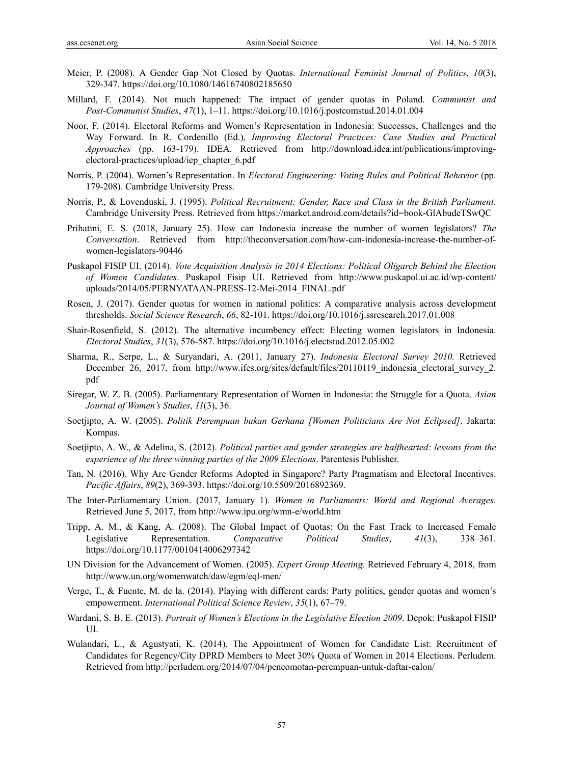Meier, P. (2008). A Gender Gap Not Closed by Quotas. *International Feminist Journal of Politics*, *10*(3), 329-347. https://doi.org/10.1080/14616740802185650

Millard, F. (2014). Not much happened: The impact of gender quotas in Poland. *Communist and Post-Communist Studies*, *47*(1), 1–11. https://doi.org/10.1016/j.postcomstud.2014.01.004

Noor, F. (2014). Electoral Reforms and Women's Representation in Indonesia: Successes, Challenges and the Way Forward. In R. Cordenillo (Ed.), *Improving Electoral Practices: Case Studies and Practical Approaches* (pp. 163-179). IDEA. Retrieved from http://download.idea.int/publications/improving-electoral-practices/upload/iep_chapter_6.pdf

Norris, P. (2004). Women's Representation. In *Electoral Engineering: Voting Rules and Political Behavior* (pp. 179-208). Cambridge University Press.

Norris, P., & Lovenduski, J. (1995). *Political Recruitment: Gender, Race and Class in the British Parliament*. Cambridge University Press. Retrieved from https://market.android.com/details?id=book-GlAbudeTSwQC

Prihatini, E. S. (2018, January 25). How can Indonesia increase the number of women legislators? *The Conversation*. Retrieved from http://theconversation.com/how-can-indonesia-increase-the-number-of-women-legislators-90446

Puskapol FISIP UI. (2014). *Vote Acquisition Analysis in 2014 Elections: Political Oligarch Behind the Election of Women Candidates*. Puskapol Fisip UI. Retrieved from http://www.puskapol.ui.ac.id/wp-content/uploads/2014/05/PERNYATAAN-PRESS-12-Mei-2014_FINAL.pdf

Rosen, J. (2017). Gender quotas for women in national politics: A comparative analysis across development thresholds. *Social Science Research*, *66*, 82-101. https://doi.org/10.1016/j.ssresearch.2017.01.008

Shair-Rosenfield, S. (2012). The alternative incumbency effect: Electing women legislators in Indonesia. *Electoral Studies*, *31*(3), 576-587. https://doi.org/10.1016/j.electstud.2012.05.002

Sharma, R., Serpe, L., & Suryandari, A. (2011, January 27). *Indonesia Electoral Survey 2010.* Retrieved December 26, 2017, from http://www.ifes.org/sites/default/files/20110119_indonesia_electoral_survey_2.pdf

Siregar, W. Z. B. (2005). Parliamentary Representation of Women in Indonesia: the Struggle for a Quota. *Asian Journal of Women's Studies*, *11*(3), 36.

Soetjipto, A. W. (2005). *Politik Perempuan bukan Gerhana [Women Politicians Are Not Eclipsed]*. Jakarta: Kompas.

Soetjipto, A. W., & Adelina, S. (2012). *Political parties and gender strategies are halfhearted: lessons from the experience of the three winning parties of the 2009 Elections*. Parentesis Publisher.

Tan, N. (2016). Why Are Gender Reforms Adopted in Singapore? Party Pragmatism and Electoral Incentives. *Pacific Affairs*, *89*(2), 369-393. https://doi.org/10.5509/2016892369.

The Inter-Parliamentary Union. (2017, January 1). *Women in Parliaments: World and Regional Averages.* Retrieved June 5, 2017, from http://www.ipu.org/wmn-e/world.htm

Tripp, A. M., & Kang, A. (2008). The Global Impact of Quotas: On the Fast Track to Increased Female Legislative Representation. *Comparative Political Studies*, *41*(3), 338–361. https://doi.org/10.1177/0010414006297342

UN Division for the Advancement of Women. (2005). *Expert Group Meeting.* Retrieved February 4, 2018, from http://www.un.org/womenwatch/daw/egm/eql-men/

Verge, T., & Fuente, M. de la. (2014). Playing with different cards: Party politics, gender quotas and women's empowerment. *International Political Science Review*, *35*(1), 67–79.

Wardani, S. B. E. (2013). *Portrait of Women's Elections in the Legislative Election 2009*. Depok: Puskapol FISIP UI.

Wulandari, L., & Agustyati, K. (2014). The Appointment of Women for Candidate List: Recruitment of Candidates for Regency/City DPRD Members to Meet 30% Quota of Women in 2014 Elections. Perludem. Retrieved from http://perludem.org/2014/07/04/pencomotan-perempuan-untuk-daftar-calon/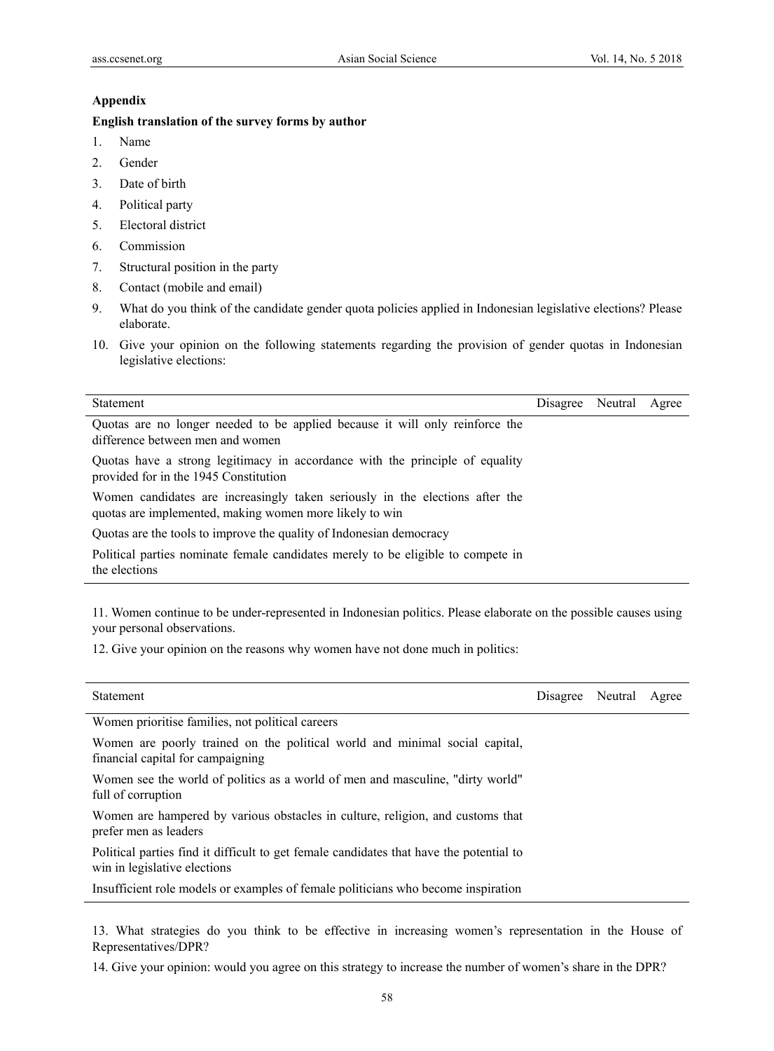## Appendix

**English translation of the survey forms by author**

1. Name
2. Gender
3. Date of birth
4. Political party
5. Electoral district
6. Commission
7. Structural position in the party
8. Contact (mobile and email)
9. What do you think of the candidate gender quota policies applied in Indonesian legislative elections? Please elaborate.
10. Give your opinion on the following statements regarding the provision of gender quotas in Indonesian legislative elections:

| Statement | Disagree | Neutral | Agree |
|---|---|---|---|
| Quotas are no longer needed to be applied because it will only reinforce the difference between men and women | | | |
| Quotas have a strong legitimacy in accordance with the principle of equality provided for in the 1945 Constitution | | | |
| Women candidates are increasingly taken seriously in the elections after the quotas are implemented, making women more likely to win | | | |
| Quotas are the tools to improve the quality of Indonesian democracy | | | |
| Political parties nominate female candidates merely to be eligible to compete in the elections | | | |

11. Women continue to be under-represented in Indonesian politics. Please elaborate on the possible causes using your personal observations.

12. Give your opinion on the reasons why women have not done much in politics:

| Statement | Disagree | Neutral | Agree |
|---|---|---|---|
| Women prioritise families, not political careers | | | |
| Women are poorly trained on the political world and minimal social capital, financial capital for campaigning | | | |
| Women see the world of politics as a world of men and masculine, "dirty world" full of corruption | | | |
| Women are hampered by various obstacles in culture, religion, and customs that prefer men as leaders | | | |
| Political parties find it difficult to get female candidates that have the potential to win in legislative elections | | | |
| Insufficient role models or examples of female politicians who become inspiration | | | |

13. What strategies do you think to be effective in increasing women's representation in the House of Representatives/DPR?

14. Give your opinion: would you agree on this strategy to increase the number of women's share in the DPR?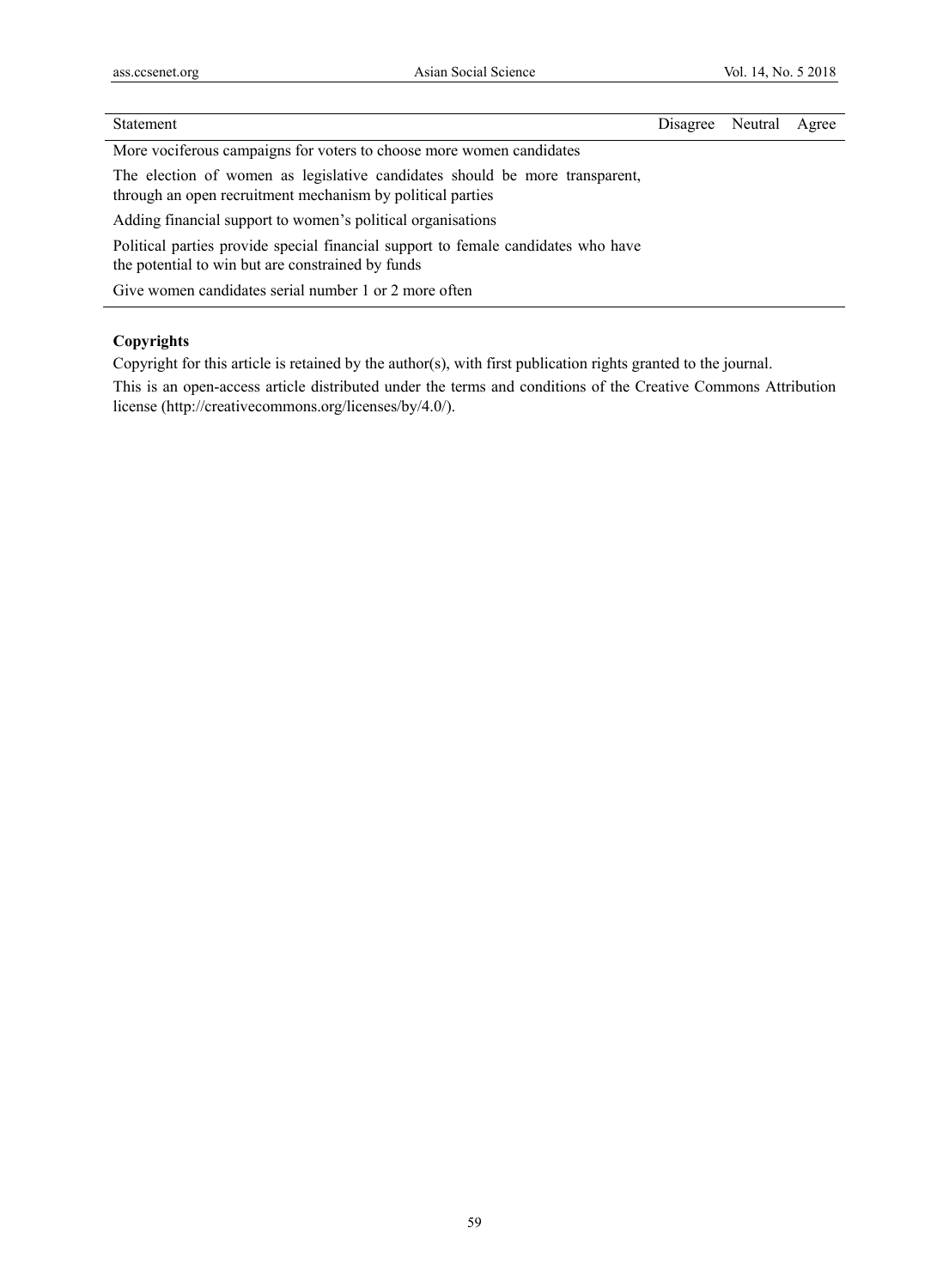| Statement | Disagree | Neutral | Agree |
|---|---|---|---|
| More vociferous campaigns for voters to choose more women candidates | | | |
| The election of women as legislative candidates should be more transparent, through an open recruitment mechanism by political parties | | | |
| Adding financial support to women's political organisations | | | |
| Political parties provide special financial support to female candidates who have the potential to win but are constrained by funds | | | |
| Give women candidates serial number 1 or 2 more often | | | |

**Copyrights**

Copyright for this article is retained by the author(s), with first publication rights granted to the journal.

This is an open-access article distributed under the terms and conditions of the Creative Commons Attribution license (http://creativecommons.org/licenses/by/4.0/).